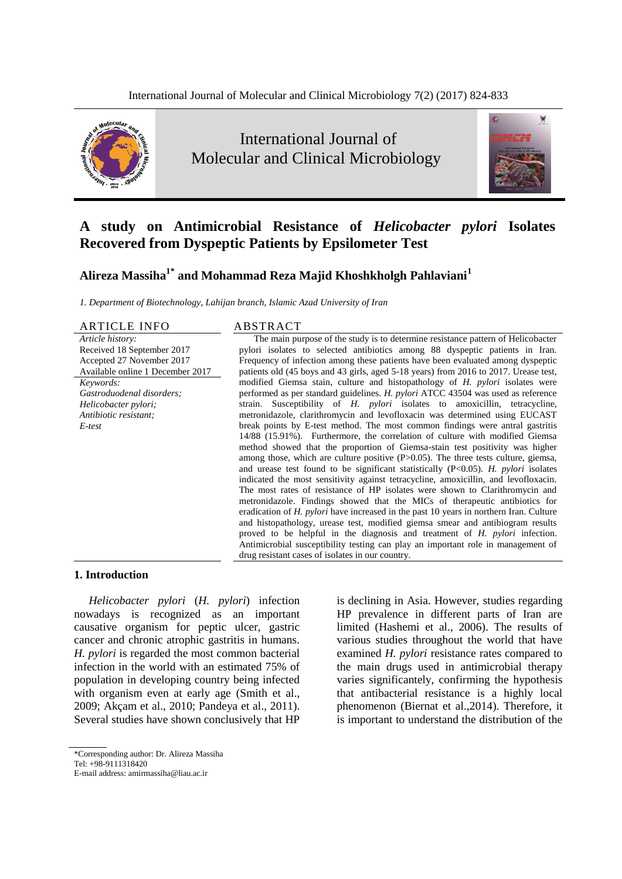International Journal of Molecular and Clinical Microbiology

# A study on Antimicrobial Resistance of *Helicobacter pylori* Isolates Recovered from Dyspeptic Patients by Epsilometer Test

**Alireza Massiha[1*] and Mohammad Reza Majid Khoshkholgh Pahlaviani[1]**

*1. Department of Biotechnology, Lahijan branch, Islamic Azad University of Iran*

## ARTICLE INFO

*Article history:*
Received 18 September 2017
Accepted 27 November 2017
Available online 1 December 2017

*Keywords:*
*Gastroduodenal disorders;*
*Helicobacter pylori;*
*Antibiotic resistant;*
*E-test*

## ABSTRACT

The main purpose of the study is to determine resistance pattern of Helicobacter pylori isolates to selected antibiotics among 88 dyspeptic patients in Iran. Frequency of infection among these patients have been evaluated among dyspeptic patients old (45 boys and 43 girls, aged 5-18 years) from 2016 to 2017. Urease test, modified Giemsa stain, culture and histopathology of *H. pylori* isolates were performed as per standard guidelines. *H. pylori* ATCC 43504 was used as reference strain. Susceptibility of *H. pylori* isolates to amoxicillin, tetracycline, metronidazole, clarithromycin and levofloxacin was determined using EUCAST break points by E-test method. The most common findings were antral gastritis 14/88 (15.91%). Furthermore, the correlation of culture with modified Giemsa method showed that the proportion of Giemsa-stain test positivity was higher among those, which are culture positive (P>0.05). The three tests culture, giemsa, and urease test found to be significant statistically (P<0.05). *H. pylori* isolates indicated the most sensitivity against tetracycline, amoxicillin, and levofloxacin. The most rates of resistance of HP isolates were shown to Clarithromycin and metronidazole. Findings showed that the MICs of therapeutic antibiotics for eradication of *H. pylori* have increased in the past 10 years in northern Iran. Culture and histopathology, urease test, modified giemsa smear and antibiogram results proved to be helpful in the diagnosis and treatment of *H. pylori* infection. Antimicrobial susceptibility testing can play an important role in management of drug resistant cases of isolates in our country.

## 1. Introduction

*Helicobacter pylori* (*H. pylori*) infection nowadays is recognized as an important causative organism for peptic ulcer, gastric cancer and chronic atrophic gastritis in humans. *H. pylori* is regarded the most common bacterial infection in the world with an estimated 75% of population in developing country being infected with organism even at early age (Smith et al., 2009; Akçam et al., 2010; Pandeya et al., 2011). Several studies have shown conclusively that HP is declining in Asia. However, studies regarding HP prevalence in different parts of Iran are limited (Hashemi et al., 2006). The results of various studies throughout the world that have examined *H. pylori* resistance rates compared to the main drugs used in antimicrobial therapy varies significantely, confirming the hypothesis that antibacterial resistance is a highly local phenomenon (Biernat et al.,2014). Therefore, it is important to understand the distribution of the

*Corresponding author: Dr. Alireza Massiha
Tel: +98-9111318420
E-mail address: amirmassiha@liau.ac.ir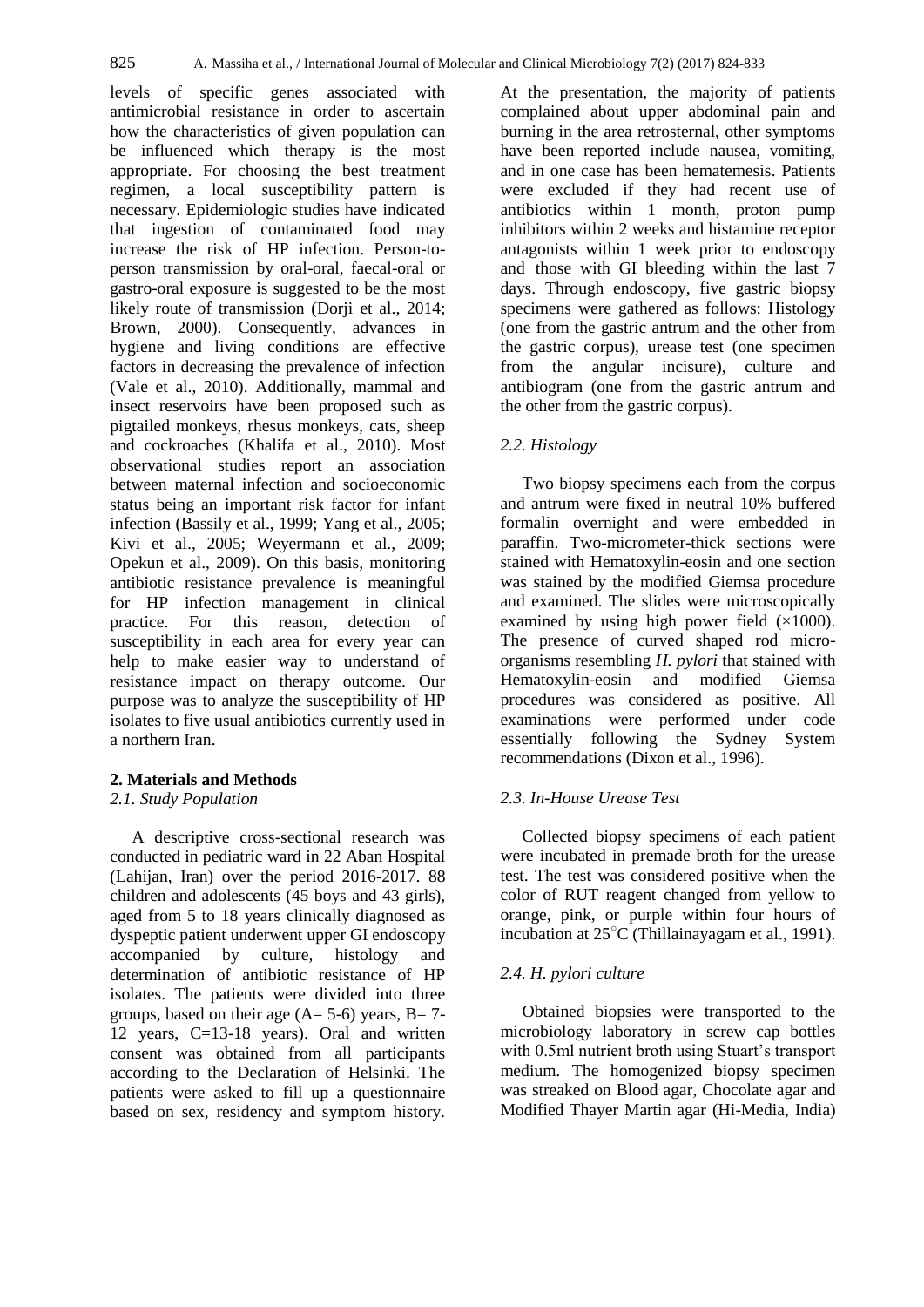levels of specific genes associated with antimicrobial resistance in order to ascertain how the characteristics of given population can be influenced which therapy is the most appropriate. For choosing the best treatment regimen, a local susceptibility pattern is necessary. Epidemiologic studies have indicated that ingestion of contaminated food may increase the risk of HP infection. Person-to-person transmission by oral-oral, faecal-oral or gastro-oral exposure is suggested to be the most likely route of transmission (Dorji et al., 2014; Brown, 2000). Consequently, advances in hygiene and living conditions are effective factors in decreasing the prevalence of infection (Vale et al., 2010). Additionally, mammal and insect reservoirs have been proposed such as pigtailed monkeys, rhesus monkeys, cats, sheep and cockroaches (Khalifa et al., 2010). Most observational studies report an association between maternal infection and socioeconomic status being an important risk factor for infant infection (Bassily et al., 1999; Yang et al., 2005; Kivi et al., 2005; Weyermann et al., 2009; Opekun et al., 2009). On this basis, monitoring antibiotic resistance prevalence is meaningful for HP infection management in clinical practice. For this reason, detection of susceptibility in each area for every year can help to make easier way to understand of resistance impact on therapy outcome. Our purpose was to analyze the susceptibility of HP isolates to five usual antibiotics currently used in a northern Iran.

## 2. Materials and Methods

### *2.1. Study Population*

A descriptive cross-sectional research was conducted in pediatric ward in 22 Aban Hospital (Lahijan, Iran) over the period 2016-2017. 88 children and adolescents (45 boys and 43 girls), aged from 5 to 18 years clinically diagnosed as dyspeptic patient underwent upper GI endoscopy accompanied by culture, histology and determination of antibiotic resistance of HP isolates. The patients were divided into three groups, based on their age (A= 5-6) years, B= 7-12 years, C=13-18 years). Oral and written consent was obtained from all participants according to the Declaration of Helsinki. The patients were asked to fill up a questionnaire based on sex, residency and symptom history. At the presentation, the majority of patients complained about upper abdominal pain and burning in the area retrosternal, other symptoms have been reported include nausea, vomiting, and in one case has been hematemesis. Patients were excluded if they had recent use of antibiotics within 1 month, proton pump inhibitors within 2 weeks and histamine receptor antagonists within 1 week prior to endoscopy and those with GI bleeding within the last 7 days. Through endoscopy, five gastric biopsy specimens were gathered as follows: Histology (one from the gastric antrum and the other from the gastric corpus), urease test (one specimen from the angular incisure), culture and antibiogram (one from the gastric antrum and the other from the gastric corpus).

### *2.2. Histology*

Two biopsy specimens each from the corpus and antrum were fixed in neutral 10% buffered formalin overnight and were embedded in paraffin. Two-micrometer-thick sections were stained with Hematoxylin-eosin and one section was stained by the modified Giemsa procedure and examined. The slides were microscopically examined by using high power field (×1000). The presence of curved shaped rod micro-organisms resembling *H. pylori* that stained with Hematoxylin-eosin and modified Giemsa procedures was considered as positive. All examinations were performed under code essentially following the Sydney System recommendations (Dixon et al., 1996).

### *2.3. In-House Urease Test*

Collected biopsy specimens of each patient were incubated in premade broth for the urease test. The test was considered positive when the color of RUT reagent changed from yellow to orange, pink, or purple within four hours of incubation at 25°C (Thillainayagam et al., 1991).

### *2.4. H. pylori culture*

Obtained biopsies were transported to the microbiology laboratory in screw cap bottles with 0.5ml nutrient broth using Stuart's transport medium. The homogenized biopsy specimen was streaked on Blood agar, Chocolate agar and Modified Thayer Martin agar (Hi-Media, India)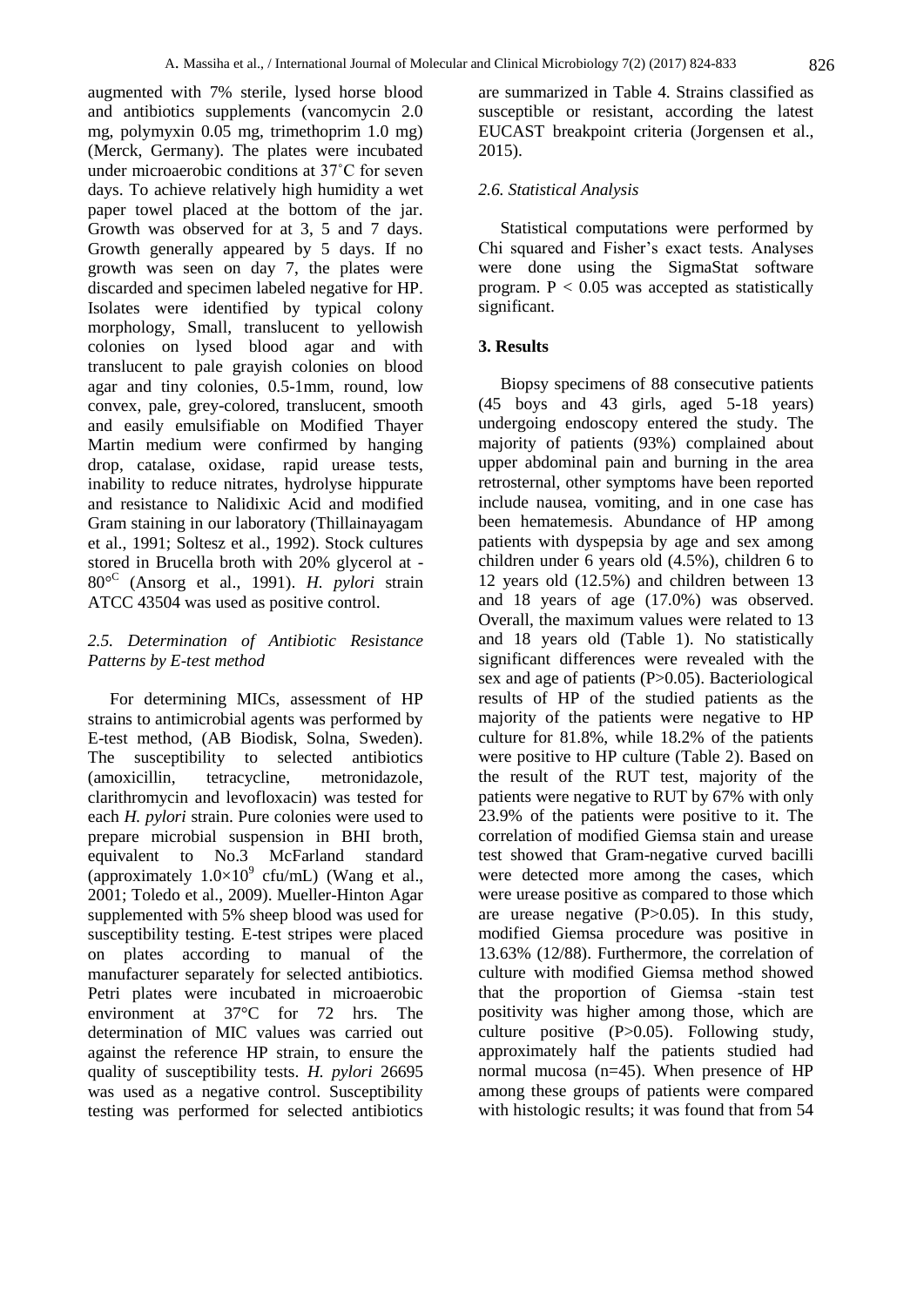augmented with 7% sterile, lysed horse blood and antibiotics supplements (vancomycin 2.0 mg, polymyxin 0.05 mg, trimethoprim 1.0 mg) (Merck, Germany). The plates were incubated under microaerobic conditions at 37˚C for seven days. To achieve relatively high humidity a wet paper towel placed at the bottom of the jar. Growth was observed for at 3, 5 and 7 days. Growth generally appeared by 5 days. If no growth was seen on day 7, the plates were discarded and specimen labeled negative for HP. Isolates were identified by typical colony morphology, Small, translucent to yellowish colonies on lysed blood agar and with translucent to pale grayish colonies on blood agar and tiny colonies, 0.5-1mm, round, low convex, pale, grey-colored, translucent, smooth and easily emulsifiable on Modified Thayer Martin medium were confirmed by hanging drop, catalase, oxidase, rapid urease tests, inability to reduce nitrates, hydrolyse hippurate and resistance to Nalidixic Acid and modified Gram staining in our laboratory (Thillainayagam et al., 1991; Soltesz et al., 1992). Stock cultures stored in Brucella broth with 20% glycerol at -80°C (Ansorg et al., 1991). *H. pylori* strain ATCC 43504 was used as positive control.

### *2.5. Determination of Antibiotic Resistance Patterns by E-test method*

For determining MICs, assessment of HP strains to antimicrobial agents was performed by E-test method, (AB Biodisk, Solna, Sweden). The susceptibility to selected antibiotics (amoxicillin, tetracycline, metronidazole, clarithromycin and levofloxacin) was tested for each *H. pylori* strain. Pure colonies were used to prepare microbial suspension in BHI broth, equivalent to No.3 McFarland standard (approximately $1.0\times10^{9}$ cfu/mL) (Wang et al., 2001; Toledo et al., 2009). Mueller-Hinton Agar supplemented with 5% sheep blood was used for susceptibility testing. E-test stripes were placed on plates according to manual of the manufacturer separately for selected antibiotics. Petri plates were incubated in microaerobic environment at 37°C for 72 hrs. The determination of MIC values was carried out against the reference HP strain, to ensure the quality of susceptibility tests. *H. pylori* 26695 was used as a negative control. Susceptibility testing was performed for selected antibiotics are summarized in Table 4. Strains classified as susceptible or resistant, according the latest EUCAST breakpoint criteria (Jorgensen et al., 2015).

### *2.6. Statistical Analysis*

Statistical computations were performed by Chi squared and Fisher's exact tests. Analyses were done using the SigmaStat software program. $P < 0.05$ was accepted as statistically significant.

## 3. Results

Biopsy specimens of 88 consecutive patients (45 boys and 43 girls, aged 5-18 years) undergoing endoscopy entered the study. The majority of patients (93%) complained about upper abdominal pain and burning in the area retrosternal, other symptoms have been reported include nausea, vomiting, and in one case has been hematemesis. Abundance of HP among patients with dyspepsia by age and sex among children under 6 years old (4.5%), children 6 to 12 years old (12.5%) and children between 13 and 18 years of age (17.0%) was observed. Overall, the maximum values were related to 13 and 18 years old (Table 1). No statistically significant differences were revealed with the sex and age of patients ($P>0.05$). Bacteriological results of HP of the studied patients as the majority of the patients were negative to HP culture for 81.8%, while 18.2% of the patients were positive to HP culture (Table 2). Based on the result of the RUT test, majority of the patients were negative to RUT by 67% with only 23.9% of the patients were positive to it. The correlation of modified Giemsa stain and urease test showed that Gram-negative curved bacilli were detected more among the cases, which were urease positive as compared to those which are urease negative ($P>0.05$). In this study, modified Giemsa procedure was positive in 13.63% (12/88). Furthermore, the correlation of culture with modified Giemsa method showed that the proportion of Giemsa -stain test positivity was higher among those, which are culture positive ($P>0.05$). Following study, approximately half the patients studied had normal mucosa (n=45). When presence of HP among these groups of patients were compared with histologic results; it was found that from 54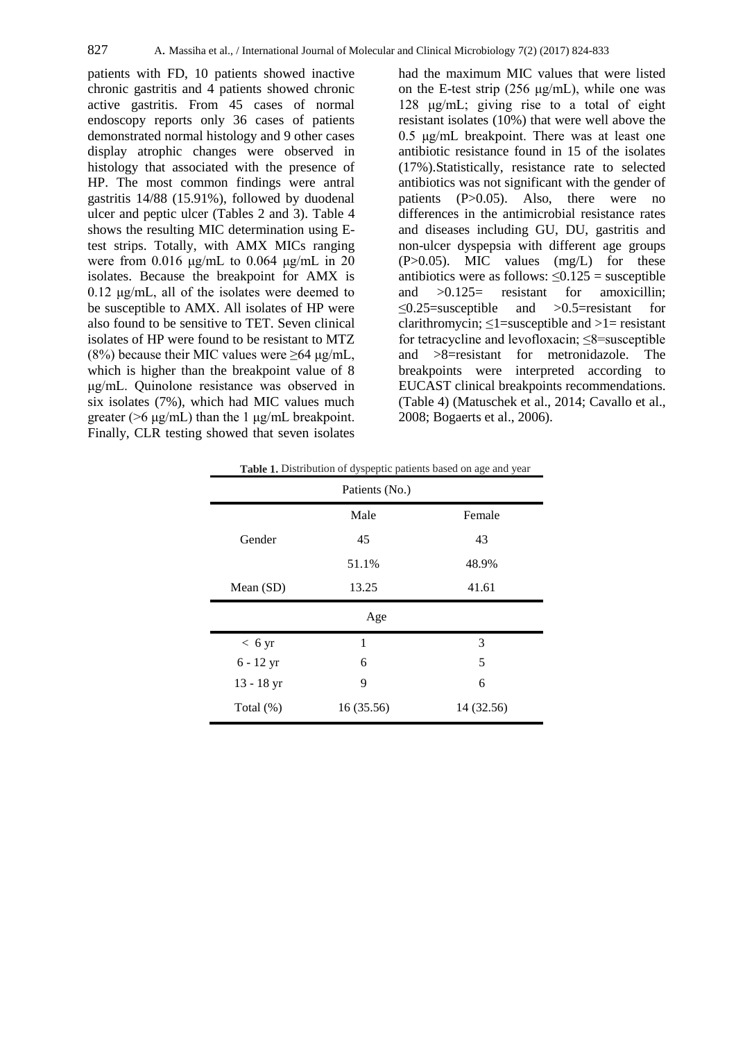patients with FD, 10 patients showed inactive chronic gastritis and 4 patients showed chronic active gastritis. From 45 cases of normal endoscopy reports only 36 cases of patients demonstrated normal histology and 9 other cases display atrophic changes were observed in histology that associated with the presence of HP. The most common findings were antral gastritis 14/88 (15.91%), followed by duodenal ulcer and peptic ulcer (Tables 2 and 3). Table 4 shows the resulting MIC determination using E-test strips. Totally, with AMX MICs ranging were from 0.016 μg/mL to 0.064 μg/mL in 20 isolates. Because the breakpoint for AMX is 0.12 μg/mL, all of the isolates were deemed to be susceptible to AMX. All isolates of HP were also found to be sensitive to TET. Seven clinical isolates of HP were found to be resistant to MTZ (8%) because their MIC values were ≥64 μg/mL, which is higher than the breakpoint value of 8 μg/mL. Quinolone resistance was observed in six isolates (7%), which had MIC values much greater (>6 μg/mL) than the 1 μg/mL breakpoint. Finally, CLR testing showed that seven isolates had the maximum MIC values that were listed on the E-test strip (256 μg/mL), while one was 128 μg/mL; giving rise to a total of eight resistant isolates (10%) that were well above the 0.5 μg/mL breakpoint. There was at least one antibiotic resistance found in 15 of the isolates (17%).Statistically, resistance rate to selected antibiotics was not significant with the gender of patients (P>0.05). Also, there were no differences in the antimicrobial resistance rates and diseases including GU, DU, gastritis and non-ulcer dyspepsia with different age groups (P>0.05). MIC values (mg/L) for these antibiotics were as follows: ≤0.125 = susceptible and >0.125= resistant for amoxicillin; ≤0.25=susceptible and >0.5=resistant for clarithromycin; ≤1=susceptible and >1= resistant for tetracycline and levofloxacin; ≤8=susceptible and >8=resistant for metronidazole. The breakpoints were interpreted according to EUCAST clinical breakpoints recommendations. (Table 4) (Matuschek et al., 2014; Cavallo et al., 2008; Bogaerts et al., 2006).

**Table 1.** Distribution of dyspeptic patients based on age and year

| Patients (No.) | | |
|---|---|---|
| | Male | Female |
| Gender | 45 | 43 |
| | 51.1% | 48.9% |
| Mean (SD) | 13.25 | 41.61 |
| Age | | |
| < 6 yr | 1 | 3 |
| 6 - 12 yr | 6 | 5 |
| 13 - 18 yr | 9 | 6 |
| Total (%) | 16 (35.56) | 14 (32.56) |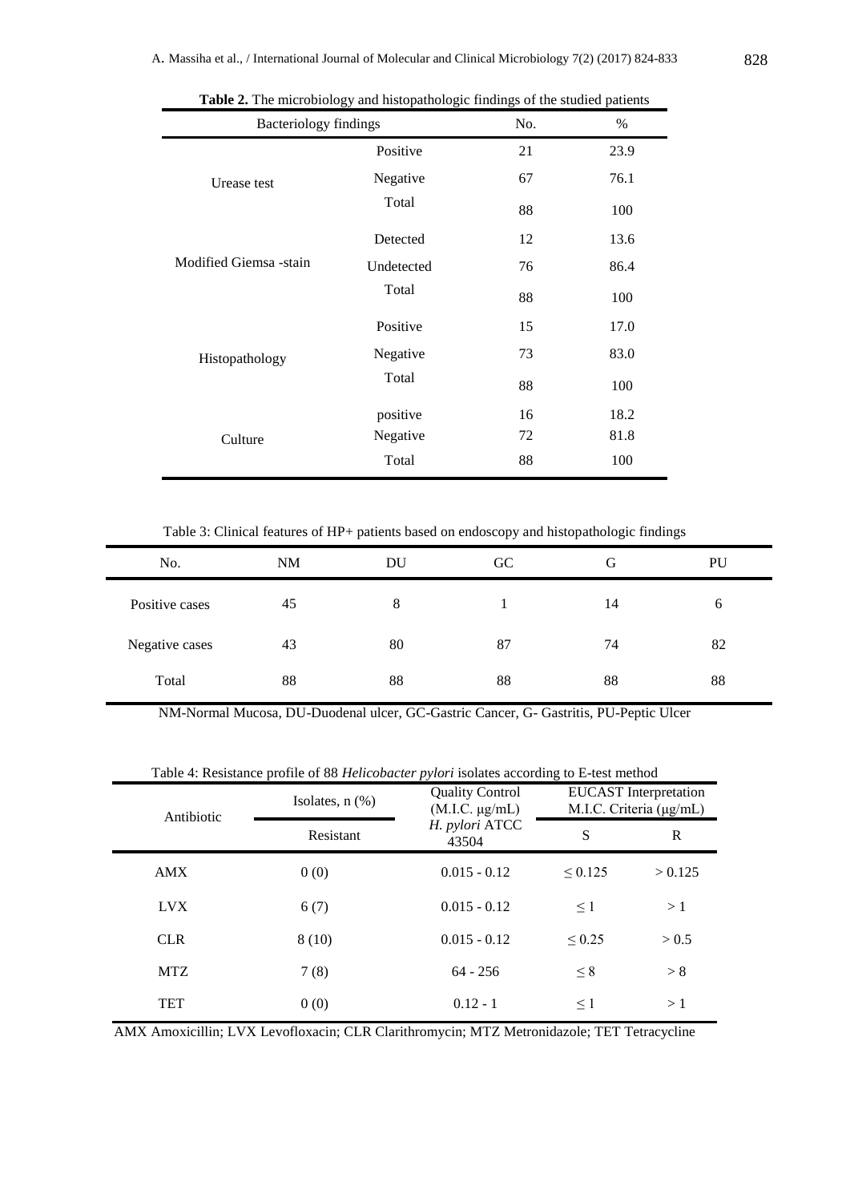**Table 2.** The microbiology and histopathologic findings of the studied patients

| Bacteriology findings | | No. | % |
|---|---|---|---|
| Urease test | Positive | 21 | 23.9 |
| | Negative | 67 | 76.1 |
| | Total | 88 | 100 |
| Modified Giemsa -stain | Detected | 12 | 13.6 |
| | Undetected | 76 | 86.4 |
| | Total | 88 | 100 |
| Histopathology | Positive | 15 | 17.0 |
| | Negative | 73 | 83.0 |
| | Total | 88 | 100 |
| Culture | positive | 16 | 18.2 |
| | Negative | 72 | 81.8 |
| | Total | 88 | 100 |

Table 3: Clinical features of HP+ patients based on endoscopy and histopathologic findings

| No. | NM | DU | GC | G | PU |
|---|---|---|---|---|---|
| Positive cases | 45 | 8 | 1 | 14 | 6 |
| Negative cases | 43 | 80 | 87 | 74 | 82 |
| Total | 88 | 88 | 88 | 88 | 88 |

NM-Normal Mucosa, DU-Duodenal ulcer, GC-Gastric Cancer, G- Gastritis, PU-Peptic Ulcer

Table 4: Resistance profile of 88 *Helicobacter pylori* isolates according to E-test method

| Antibiotic | Isolates, n (%) | Quality Control (M.I.C. μg/mL) | EUCAST Interpretation M.I.C. Criteria (μg/mL) | |
|---|---|---|---|---|
| | Resistant | *H. pylori* ATCC 43504 | S | R |
| AMX | 0 (0) | 0.015 - 0.12 | ≤ 0.125 | > 0.125 |
| LVX | 6 (7) | 0.015 - 0.12 | ≤ 1 | > 1 |
| CLR | 8 (10) | 0.015 - 0.12 | ≤ 0.25 | > 0.5 |
| MTZ | 7 (8) | 64 - 256 | ≤ 8 | > 8 |
| TET | 0 (0) | 0.12 - 1 | ≤ 1 | > 1 |

AMX Amoxicillin; LVX Levofloxacin; CLR Clarithromycin; MTZ Metronidazole; TET Tetracycline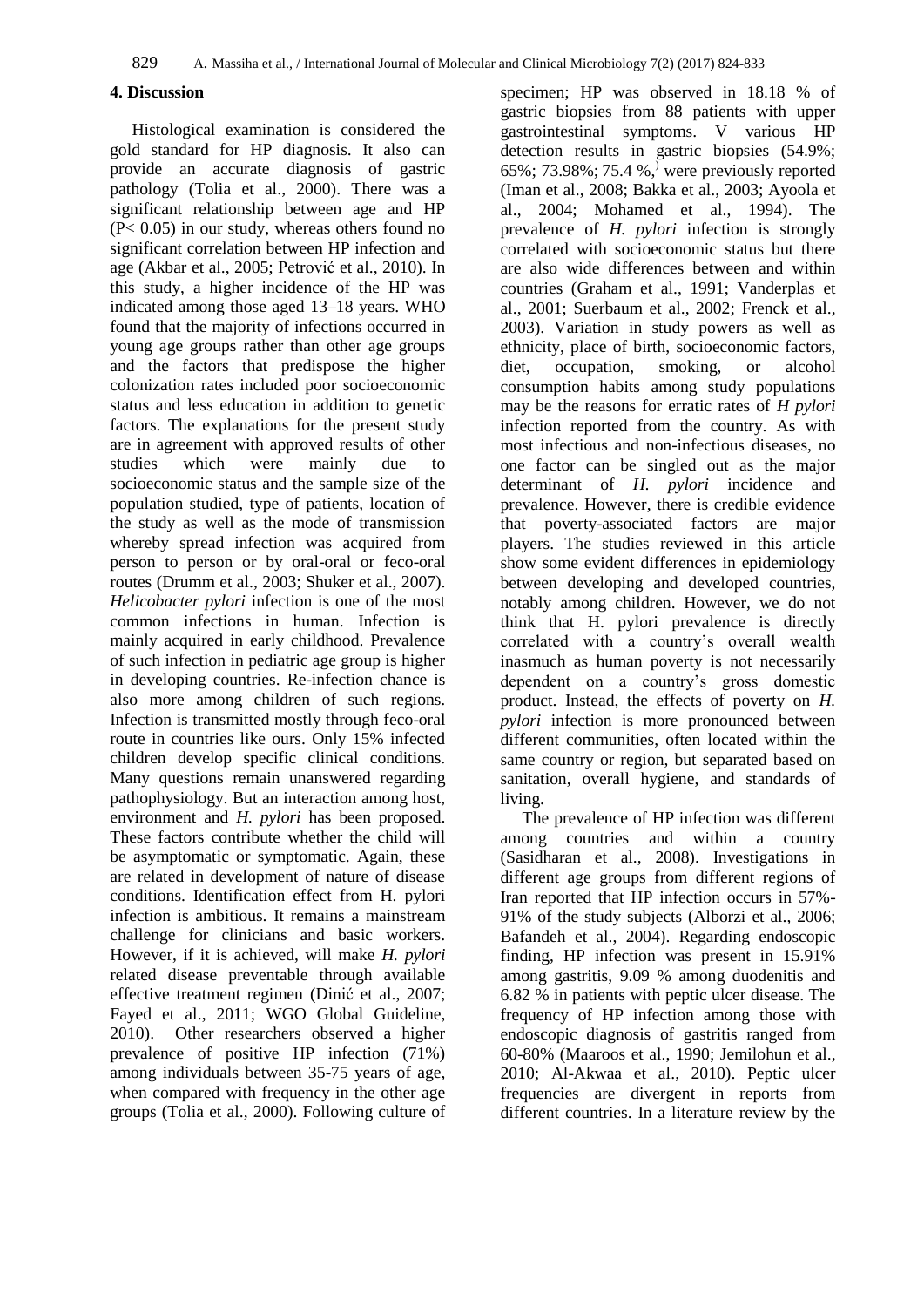## 4. Discussion

Histological examination is considered the gold standard for HP diagnosis. It also can provide an accurate diagnosis of gastric pathology (Tolia et al., 2000). There was a significant relationship between age and HP ($P< 0.05$) in our study, whereas others found no significant correlation between HP infection and age (Akbar et al., 2005; Petrović et al., 2010). In this study, a higher incidence of the HP was indicated among those aged 13–18 years. WHO found that the majority of infections occurred in young age groups rather than other age groups and the factors that predispose the higher colonization rates included poor socioeconomic status and less education in addition to genetic factors. The explanations for the present study are in agreement with approved results of other studies which were mainly due to socioeconomic status and the sample size of the population studied, type of patients, location of the study as well as the mode of transmission whereby spread infection was acquired from person to person or by oral-oral or feco-oral routes (Drumm et al., 2003; Shuker et al., 2007). *Helicobacter pylori* infection is one of the most common infections in human. Infection is mainly acquired in early childhood. Prevalence of such infection in pediatric age group is higher in developing countries. Re-infection chance is also more among children of such regions. Infection is transmitted mostly through feco-oral route in countries like ours. Only 15% infected children develop specific clinical conditions. Many questions remain unanswered regarding pathophysiology. But an interaction among host, environment and *H. pylori* has been proposed. These factors contribute whether the child will be asymptomatic or symptomatic. Again, these are related in development of nature of disease conditions. Identification effect from H. pylori infection is ambitious. It remains a mainstream challenge for clinicians and basic workers. However, if it is achieved, will make *H. pylori* related disease preventable through available effective treatment regimen (Dinić et al., 2007; Fayed et al., 2011; WGO Global Guideline, 2010). Other researchers observed a higher prevalence of positive HP infection (71%) among individuals between 35-75 years of age, when compared with frequency in the other age groups (Tolia et al., 2000). Following culture of specimen; HP was observed in 18.18 % of gastric biopsies from 88 patients with upper gastrointestinal symptoms. V various HP detection results in gastric biopsies (54.9%; 65%; 73.98%; 75.4 %,) were previously reported (Iman et al., 2008; Bakka et al., 2003; Ayoola et al., 2004; Mohamed et al., 1994). The prevalence of *H. pylori* infection is strongly correlated with socioeconomic status but there are also wide differences between and within countries (Graham et al., 1991; Vanderplas et al., 2001; Suerbaum et al., 2002; Frenck et al., 2003). Variation in study powers as well as ethnicity, place of birth, socioeconomic factors, diet, occupation, smoking, or alcohol consumption habits among study populations may be the reasons for erratic rates of *H pylori* infection reported from the country. As with most infectious and non-infectious diseases, no one factor can be singled out as the major determinant of *H. pylori* incidence and prevalence. However, there is credible evidence that poverty-associated factors are major players. The studies reviewed in this article show some evident differences in epidemiology between developing and developed countries, notably among children. However, we do not think that H. pylori prevalence is directly correlated with a country's overall wealth inasmuch as human poverty is not necessarily dependent on a country's gross domestic product. Instead, the effects of poverty on *H. pylori* infection is more pronounced between different communities, often located within the same country or region, but separated based on sanitation, overall hygiene, and standards of living.

The prevalence of HP infection was different among countries and within a country (Sasidharan et al., 2008). Investigations in different age groups from different regions of Iran reported that HP infection occurs in 57%-91% of the study subjects (Alborzi et al., 2006; Bafandeh et al., 2004). Regarding endoscopic finding, HP infection was present in 15.91% among gastritis, 9.09 % among duodenitis and 6.82 % in patients with peptic ulcer disease. The frequency of HP infection among those with endoscopic diagnosis of gastritis ranged from 60-80% (Maaroos et al., 1990; Jemilohun et al., 2010; Al-Akwaa et al., 2010). Peptic ulcer frequencies are divergent in reports from different countries. In a literature review by the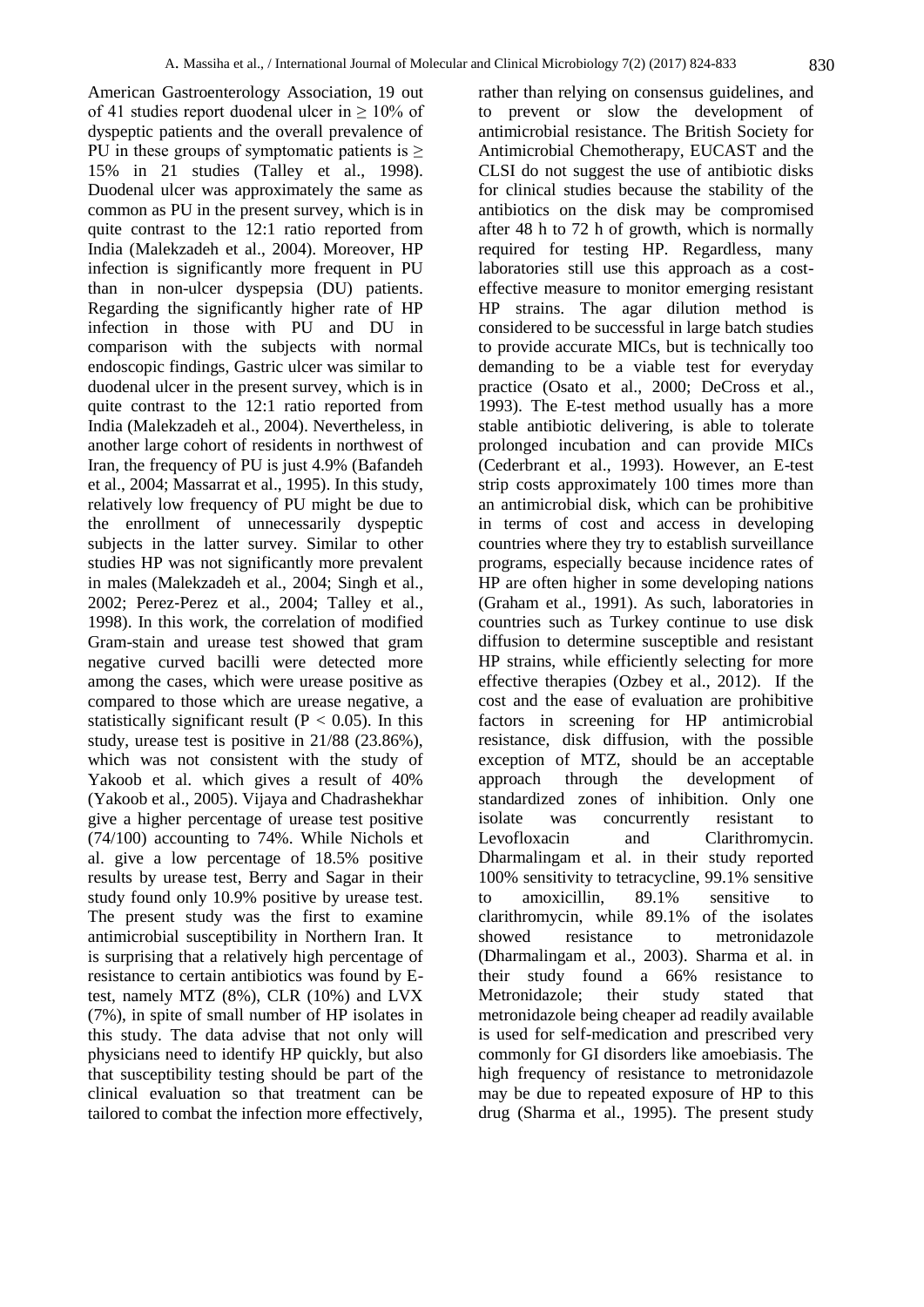American Gastroenterology Association, 19 out of 41 studies report duodenal ulcer in $\geq$ 10% of dyspeptic patients and the overall prevalence of PU in these groups of symptomatic patients is $\geq$ 15% in 21 studies (Talley et al., 1998). Duodenal ulcer was approximately the same as common as PU in the present survey, which is in quite contrast to the 12:1 ratio reported from India (Malekzadeh et al., 2004). Moreover, HP infection is significantly more frequent in PU than in non-ulcer dyspepsia (DU) patients. Regarding the significantly higher rate of HP infection in those with PU and DU in comparison with the subjects with normal endoscopic findings, Gastric ulcer was similar to duodenal ulcer in the present survey, which is in quite contrast to the 12:1 ratio reported from India (Malekzadeh et al., 2004). Nevertheless, in another large cohort of residents in northwest of Iran, the frequency of PU is just 4.9% (Bafandeh et al., 2004; Massarrat et al., 1995). In this study, relatively low frequency of PU might be due to the enrollment of unnecessarily dyspeptic subjects in the latter survey. Similar to other studies HP was not significantly more prevalent in males (Malekzadeh et al., 2004; Singh et al., 2002; Perez-Perez et al., 2004; Talley et al., 1998). In this work, the correlation of modified Gram-stain and urease test showed that gram negative curved bacilli were detected more among the cases, which were urease positive as compared to those which are urease negative, a statistically significant result ($P < 0.05$). In this study, urease test is positive in 21/88 (23.86%), which was not consistent with the study of Yakoob et al. which gives a result of 40% (Yakoob et al., 2005). Vijaya and Chadrashekhar give a higher percentage of urease test positive (74/100) accounting to 74%. While Nichols et al. give a low percentage of 18.5% positive results by urease test, Berry and Sagar in their study found only 10.9% positive by urease test. The present study was the first to examine antimicrobial susceptibility in Northern Iran. It is surprising that a relatively high percentage of resistance to certain antibiotics was found by E-test, namely MTZ (8%), CLR (10%) and LVX (7%), in spite of small number of HP isolates in this study. The data advise that not only will physicians need to identify HP quickly, but also that susceptibility testing should be part of the clinical evaluation so that treatment can be tailored to combat the infection more effectively, rather than relying on consensus guidelines, and to prevent or slow the development of antimicrobial resistance. The British Society for Antimicrobial Chemotherapy, EUCAST and the CLSI do not suggest the use of antibiotic disks for clinical studies because the stability of the antibiotics on the disk may be compromised after 48 h to 72 h of growth, which is normally required for testing HP. Regardless, many laboratories still use this approach as a cost-effective measure to monitor emerging resistant HP strains. The agar dilution method is considered to be successful in large batch studies to provide accurate MICs, but is technically too demanding to be a viable test for everyday practice (Osato et al., 2000; DeCross et al., 1993). The E-test method usually has a more stable antibiotic delivering, is able to tolerate prolonged incubation and can provide MICs (Cederbrant et al., 1993). However, an E-test strip costs approximately 100 times more than an antimicrobial disk, which can be prohibitive in terms of cost and access in developing countries where they try to establish surveillance programs, especially because incidence rates of HP are often higher in some developing nations (Graham et al., 1991). As such, laboratories in countries such as Turkey continue to use disk diffusion to determine susceptible and resistant HP strains, while efficiently selecting for more effective therapies (Ozbey et al., 2012). If the cost and the ease of evaluation are prohibitive factors in screening for HP antimicrobial resistance, disk diffusion, with the possible exception of MTZ, should be an acceptable approach through the development of standardized zones of inhibition. Only one isolate was concurrently resistant to Levofloxacin and Clarithromycin. Dharmalingam et al. in their study reported 100% sensitivity to tetracycline, 99.1% sensitive to amoxicillin, 89.1% sensitive to clarithromycin, while 89.1% of the isolates showed resistance to metronidazole (Dharmalingam et al., 2003). Sharma et al. in their study found a 66% resistance to Metronidazole; their study stated that metronidazole being cheaper ad readily available is used for self-medication and prescribed very commonly for GI disorders like amoebiasis. The high frequency of resistance to metronidazole may be due to repeated exposure of HP to this drug (Sharma et al., 1995). The present study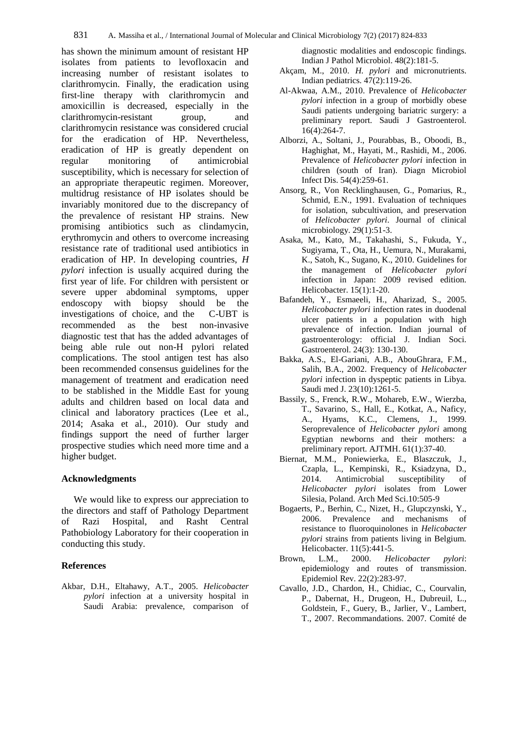has shown the minimum amount of resistant HP isolates from patients to levofloxacin and increasing number of resistant isolates to clarithromycin. Finally, the eradication using first-line therapy with clarithromycin and amoxicillin is decreased, especially in the clarithromycin-resistant group, and clarithromycin resistance was considered crucial for the eradication of HP. Nevertheless, eradication of HP is greatly dependent on regular monitoring of antimicrobial susceptibility, which is necessary for selection of an appropriate therapeutic regimen. Moreover, multidrug resistance of HP isolates should be invariably monitored due to the discrepancy of the prevalence of resistant HP strains. New promising antibiotics such as clindamycin, erythromycin and others to overcome increasing resistance rate of traditional used antibiotics in eradication of HP. In developing countries, *H pylori* infection is usually acquired during the first year of life. For children with persistent or severe upper abdominal symptoms, upper endoscopy with biopsy should be the investigations of choice, and the C-UBT is recommended as the best non-invasive diagnostic test that has the added advantages of being able rule out non-H pylori related complications. The stool antigen test has also been recommended consensus guidelines for the management of treatment and eradication need to be stablished in the Middle East for young adults and children based on local data and clinical and laboratory practices (Lee et al., 2014; Asaka et al., 2010). Our study and findings support the need of further larger prospective studies which need more time and a higher budget.

## Acknowledgments

We would like to express our appreciation to the directors and staff of Pathology Department of Razi Hospital, and Rasht Central Pathobiology Laboratory for their cooperation in conducting this study.

## References

Akbar, D.H., Eltahawy, A.T., 2005. *Helicobacter pylori* infection at a university hospital in Saudi Arabia: prevalence, comparison of diagnostic modalities and endoscopic findings. Indian J Pathol Microbiol. 48(2):181-5.

Akçam, M., 2010. *H. pylori* and micronutrients. Indian pediatrics. 47(2):119-26.

Al-Akwaa, A.M., 2010. Prevalence of *Helicobacter pylori* infection in a group of morbidly obese Saudi patients undergoing bariatric surgery: a preliminary report. Saudi J Gastroenterol. 16(4):264-7.

Alborzi, A., Soltani, J., Pourabbas, B., Oboodi, B., Haghighat, M., Hayati, M., Rashidi, M., 2006. Prevalence of *Helicobacter pylori* infection in children (south of Iran). Diagn Microbiol Infect Dis. 54(4):259-61.

Ansorg, R., Von Recklinghausen, G., Pomarius, R., Schmid, E.N., 1991. Evaluation of techniques for isolation, subcultivation, and preservation of *Helicobacter pylori*. Journal of clinical microbiology. 29(1):51-3.

Asaka, M., Kato, M., Takahashi, S., Fukuda, Y., Sugiyama, T., Ota, H., Uemura, N., Murakami, K., Satoh, K., Sugano, K., 2010. Guidelines for the management of *Helicobacter pylori* infection in Japan: 2009 revised edition. Helicobacter. 15(1):1-20.

Bafandeh, Y., Esmaeeli, H., Aharizad, S., 2005. *Helicobacter pylori* infection rates in duodenal ulcer patients in a population with high prevalence of infection. Indian journal of gastroenterology: official J. Indian Soci. Gastroenterol. 24(3): 130-130.

Bakka, A.S., El-Gariani, A.B., AbouGhrara, F.M., Salih, B.A., 2002. Frequency of *Helicobacter pylori* infection in dyspeptic patients in Libya. Saudi med J. 23(10):1261-5.

Bassily, S., Frenck, R.W., Mohareb, E.W., Wierzba, T., Savarino, S., Hall, E., Kotkat, A., Naficy, A., Hyams, K.C., Clemens, J., 1999. Seroprevalence of *Helicobacter pylori* among Egyptian newborns and their mothers: a preliminary report. AJTMH. 61(1):37-40.

Biernat, M.M., Poniewierka, E., Blaszczuk, J., Czapla, L., Kempinski, R., Ksiadzyna, D., 2014. Antimicrobial susceptibility of *Helicobacter pylori* isolates from Lower Silesia, Poland. Arch Med Sci.10:505-9

Bogaerts, P., Berhin, C., Nizet, H., Glupczynski, Y., 2006. Prevalence and mechanisms of resistance to fluoroquinolones in *Helicobacter pylori* strains from patients living in Belgium. Helicobacter. 11(5):441-5.

Brown, L.M., 2000. *Helicobacter pylori*: epidemiology and routes of transmission. Epidemiol Rev. 22(2):283-97.

Cavallo, J.D., Chardon, H., Chidiac, C., Courvalin, P., Dabernat, H., Drugeon, H., Dubreuil, L., Goldstein, F., Guery, B., Jarlier, V., Lambert, T., 2007. Recommandations. 2007. Comité de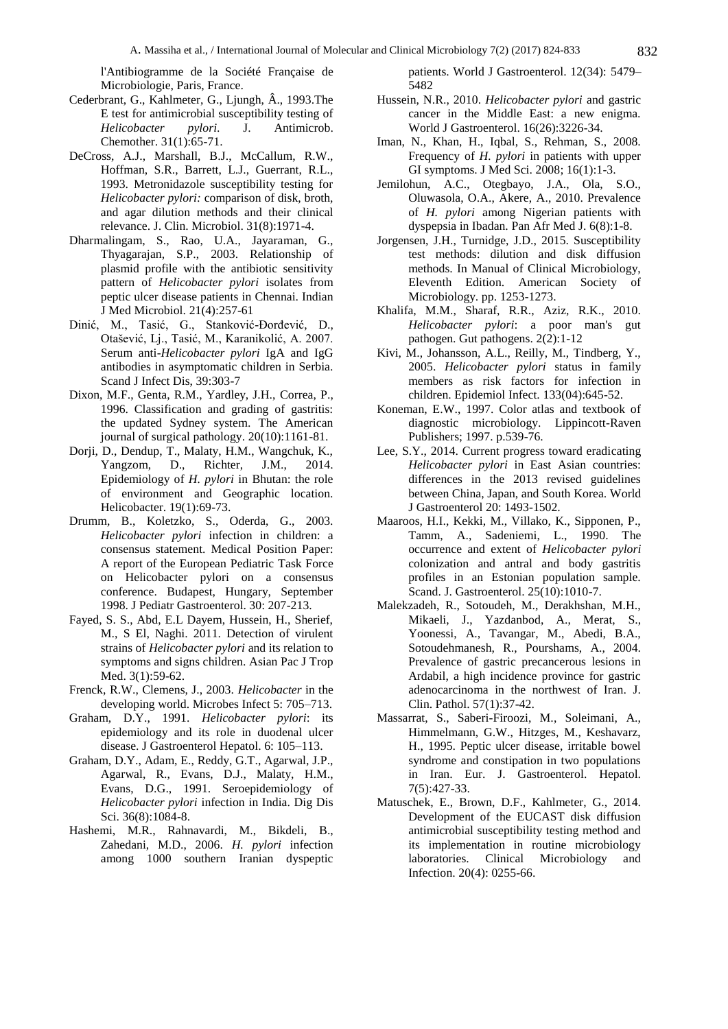l'Antibiogramme de la Société Française de Microbiologie, Paris, France.

Cederbrant, G., Kahlmeter, G., Ljungh, Â., 1993.The E test for antimicrobial susceptibility testing of *Helicobacter pylori*. J. Antimicrob. Chemother. 31(1):65-71.

DeCross, A.J., Marshall, B.J., McCallum, R.W., Hoffman, S.R., Barrett, L.J., Guerrant, R.L., 1993. Metronidazole susceptibility testing for *Helicobacter pylori:* comparison of disk, broth, and agar dilution methods and their clinical relevance. J. Clin. Microbiol. 31(8):1971-4.

Dharmalingam, S., Rao, U.A., Jayaraman, G., Thyagarajan, S.P., 2003. Relationship of plasmid profile with the antibiotic sensitivity pattern of *Helicobacter pylori* isolates from peptic ulcer disease patients in Chennai. Indian J Med Microbiol. 21(4):257-61

Dinić, M., Tasić, G., Stanković-Đorđević, D., Otašević, Lj., Tasić, M., Karanikolić, A. 2007. Serum anti-*Helicobacter pylori* IgA and IgG antibodies in asymptomatic children in Serbia. Scand J Infect Dis, 39:303-7

Dixon, M.F., Genta, R.M., Yardley, J.H., Correa, P., 1996. Classification and grading of gastritis: the updated Sydney system. The American journal of surgical pathology. 20(10):1161-81.

Dorji, D., Dendup, T., Malaty, H.M., Wangchuk, K., Yangzom, D., Richter, J.M., 2014. Epidemiology of *H. pylori* in Bhutan: the role of environment and Geographic location. Helicobacter. 19(1):69-73.

Drumm, B., Koletzko, S., Oderda, G., 2003. *Helicobacter pylori* infection in children: a consensus statement. Medical Position Paper: A report of the European Pediatric Task Force on Helicobacter pylori on a consensus conference. Budapest, Hungary, September 1998. J Pediatr Gastroenterol. 30: 207-213.

Fayed, S. S., Abd, E.L Dayem, Hussein, H., Sherief, M., S El, Naghi. 2011. Detection of virulent strains of *Helicobacter pylori* and its relation to symptoms and signs children. Asian Pac J Trop Med. 3(1):59-62.

Frenck, R.W., Clemens, J., 2003. *Helicobacter* in the developing world. Microbes Infect 5: 705–713.

Graham, D.Y., 1991. *Helicobacter pylori*: its epidemiology and its role in duodenal ulcer disease. J Gastroenterol Hepatol. 6: 105–113.

Graham, D.Y., Adam, E., Reddy, G.T., Agarwal, J.P., Agarwal, R., Evans, D.J., Malaty, H.M., Evans, D.G., 1991. Seroepidemiology of *Helicobacter pylori* infection in India. Dig Dis Sci. 36(8):1084-8.

Hashemi, M.R., Rahnavardi, M., Bikdeli, B., Zahedani, M.D., 2006. *H. pylori* infection among 1000 southern Iranian dyspeptic patients. World J Gastroenterol. 12(34): 5479–5482

Hussein, N.R., 2010. *Helicobacter pylori* and gastric cancer in the Middle East: a new enigma. World J Gastroenterol. 16(26):3226-34.

Iman, N., Khan, H., Iqbal, S., Rehman, S., 2008. Frequency of *H. pylori* in patients with upper GI symptoms. J Med Sci. 2008; 16(1):1-3.

Jemilohun, A.C., Otegbayo, J.A., Ola, S.O., Oluwasola, O.A., Akere, A., 2010. Prevalence of *H. pylori* among Nigerian patients with dyspepsia in Ibadan. Pan Afr Med J. 6(8):1-8.

Jorgensen, J.H., Turnidge, J.D., 2015. Susceptibility test methods: dilution and disk diffusion methods. In Manual of Clinical Microbiology, Eleventh Edition. American Society of Microbiology. pp. 1253-1273.

Khalifa, M.M., Sharaf, R.R., Aziz, R.K., 2010. *Helicobacter pylori*: a poor man's gut pathogen. Gut pathogens. 2(2):1-12

Kivi, M., Johansson, A.L., Reilly, M., Tindberg, Y., 2005. *Helicobacter pylori* status in family members as risk factors for infection in children. Epidemiol Infect. 133(04):645-52.

Koneman, E.W., 1997. Color atlas and textbook of diagnostic microbiology. Lippincott-Raven Publishers; 1997. p.539-76.

Lee, S.Y., 2014. Current progress toward eradicating *Helicobacter pylori* in East Asian countries: differences in the 2013 revised guidelines between China, Japan, and South Korea. World J Gastroenterol 20: 1493-1502.

Maaroos, H.I., Kekki, M., Villako, K., Sipponen, P., Tamm, A., Sadeniemi, L., 1990. The occurrence and extent of *Helicobacter pylori* colonization and antral and body gastritis profiles in an Estonian population sample. Scand. J. Gastroenterol. 25(10):1010-7.

Malekzadeh, R., Sotoudeh, M., Derakhshan, M.H., Mikaeli, J., Yazdanbod, A., Merat, S., Yoonessi, A., Tavangar, M., Abedi, B.A., Sotoudehmanesh, R., Pourshams, A., 2004. Prevalence of gastric precancerous lesions in Ardabil, a high incidence province for gastric adenocarcinoma in the northwest of Iran. J. Clin. Pathol. 57(1):37-42.

Massarrat, S., Saberi-Firoozi, M., Soleimani, A., Himmelmann, G.W., Hitzges, M., Keshavarz, H., 1995. Peptic ulcer disease, irritable bowel syndrome and constipation in two populations in Iran. Eur. J. Gastroenterol. Hepatol. 7(5):427-33.

Matuschek, E., Brown, D.F., Kahlmeter, G., 2014. Development of the EUCAST disk diffusion antimicrobial susceptibility testing method and its implementation in routine microbiology laboratories. Clinical Microbiology and Infection. 20(4): 0255-66.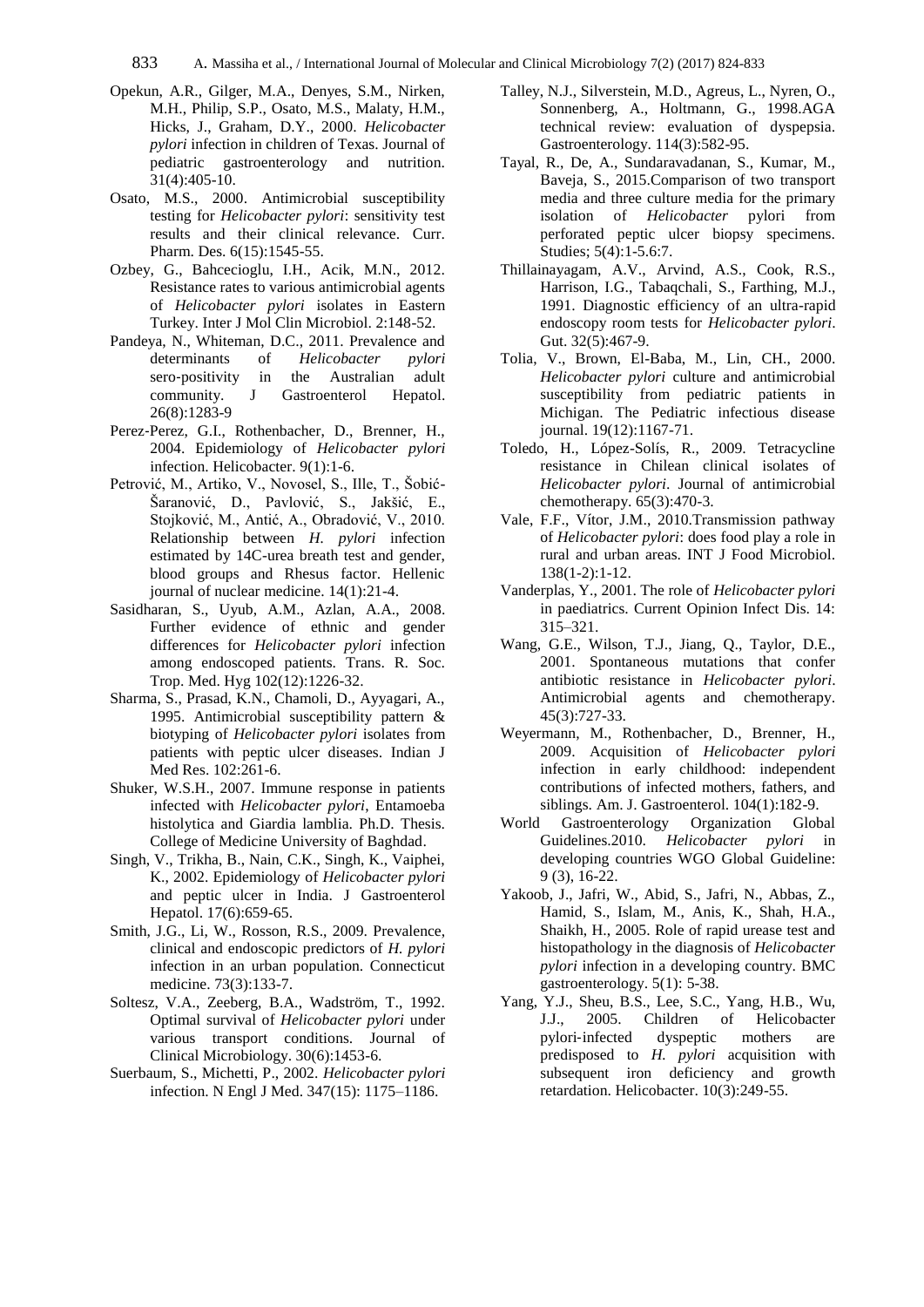Opekun, A.R., Gilger, M.A., Denyes, S.M., Nirken, M.H., Philip, S.P., Osato, M.S., Malaty, H.M., Hicks, J., Graham, D.Y., 2000. *Helicobacter pylori* infection in children of Texas. Journal of pediatric gastroenterology and nutrition. 31(4):405-10.

Osato, M.S., 2000. Antimicrobial susceptibility testing for *Helicobacter pylori*: sensitivity test results and their clinical relevance. Curr. Pharm. Des. 6(15):1545-55.

Ozbey, G., Bahcecioglu, I.H., Acik, M.N., 2012. Resistance rates to various antimicrobial agents of *Helicobacter pylori* isolates in Eastern Turkey. Inter J Mol Clin Microbiol. 2:148-52.

Pandeya, N., Whiteman, D.C., 2011. Prevalence and determinants of *Helicobacter pylori* sero-positivity in the Australian adult community. J Gastroenterol Hepatol. 26(8):1283-9

Perez-Perez, G.I., Rothenbacher, D., Brenner, H., 2004. Epidemiology of *Helicobacter pylori* infection. Helicobacter. 9(1):1-6.

Petrović, M., Artiko, V., Novosel, S., Ille, T., Šobić-Šaranović, D., Pavlović, S., Jakšić, E., Stojković, M., Antić, A., Obradović, V., 2010. Relationship between *H. pylori* infection estimated by 14C-urea breath test and gender, blood groups and Rhesus factor. Hellenic journal of nuclear medicine. 14(1):21-4.

Sasidharan, S., Uyub, A.M., Azlan, A.A., 2008. Further evidence of ethnic and gender differences for *Helicobacter pylori* infection among endoscoped patients. Trans. R. Soc. Trop. Med. Hyg 102(12):1226-32.

Sharma, S., Prasad, K.N., Chamoli, D., Ayyagari, A., 1995. Antimicrobial susceptibility pattern & biotyping of *Helicobacter pylori* isolates from patients with peptic ulcer diseases. Indian J Med Res. 102:261-6.

Shuker, W.S.H., 2007. Immune response in patients infected with *Helicobacter pylori*, Entamoeba histolytica and Giardia lamblia. Ph.D. Thesis. College of Medicine University of Baghdad.

Singh, V., Trikha, B., Nain, C.K., Singh, K., Vaiphei, K., 2002. Epidemiology of *Helicobacter pylori* and peptic ulcer in India. J Gastroenterol Hepatol. 17(6):659-65.

Smith, J.G., Li, W., Rosson, R.S., 2009. Prevalence, clinical and endoscopic predictors of *H. pylori* infection in an urban population. Connecticut medicine. 73(3):133-7.

Soltesz, V.A., Zeeberg, B.A., Wadström, T., 1992. Optimal survival of *Helicobacter pylori* under various transport conditions. Journal of Clinical Microbiology. 30(6):1453-6.

Suerbaum, S., Michetti, P., 2002. *Helicobacter pylori* infection. N Engl J Med. 347(15): 1175–1186.

Talley, N.J., Silverstein, M.D., Agreus, L., Nyren, O., Sonnenberg, A., Holtmann, G., 1998.AGA technical review: evaluation of dyspepsia. Gastroenterology. 114(3):582-95.

Tayal, R., De, A., Sundaravadanan, S., Kumar, M., Baveja, S., 2015.Comparison of two transport media and three culture media for the primary isolation of *Helicobacter* pylori from perforated peptic ulcer biopsy specimens. Studies; 5(4):1-5.6:7.

Thillainayagam, A.V., Arvind, A.S., Cook, R.S., Harrison, I.G., Tabaqchali, S., Farthing, M.J., 1991. Diagnostic efficiency of an ultra-rapid endoscopy room tests for *Helicobacter pylori*. Gut. 32(5):467-9.

Tolia, V., Brown, El-Baba, M., Lin, CH., 2000. *Helicobacter pylori* culture and antimicrobial susceptibility from pediatric patients in Michigan. The Pediatric infectious disease journal. 19(12):1167-71.

Toledo, H., López-Solís, R., 2009. Tetracycline resistance in Chilean clinical isolates of *Helicobacter pylori*. Journal of antimicrobial chemotherapy. 65(3):470-3.

Vale, F.F., Vítor, J.M., 2010.Transmission pathway of *Helicobacter pylori*: does food play a role in rural and urban areas. INT J Food Microbiol. 138(1-2):1-12.

Vanderplas, Y., 2001. The role of *Helicobacter pylori* in paediatrics. Current Opinion Infect Dis. 14: 315–321.

Wang, G.E., Wilson, T.J., Jiang, Q., Taylor, D.E., 2001. Spontaneous mutations that confer antibiotic resistance in *Helicobacter pylori*. Antimicrobial agents and chemotherapy. 45(3):727-33.

Weyermann, M., Rothenbacher, D., Brenner, H., 2009. Acquisition of *Helicobacter pylori* infection in early childhood: independent contributions of infected mothers, fathers, and siblings. Am. J. Gastroenterol. 104(1):182-9.

World Gastroenterology Organization Global Guidelines.2010. *Helicobacter pylori* in developing countries WGO Global Guideline: 9 (3), 16-22.

Yakoob, J., Jafri, W., Abid, S., Jafri, N., Abbas, Z., Hamid, S., Islam, M., Anis, K., Shah, H.A., Shaikh, H., 2005. Role of rapid urease test and histopathology in the diagnosis of *Helicobacter pylori* infection in a developing country. BMC gastroenterology. 5(1): 5-38.

Yang, Y.J., Sheu, B.S., Lee, S.C., Yang, H.B., Wu, J.J., 2005. Children of Helicobacter pylori-infected dyspeptic mothers are predisposed to *H. pylori* acquisition with subsequent iron deficiency and growth retardation. Helicobacter. 10(3):249-55.